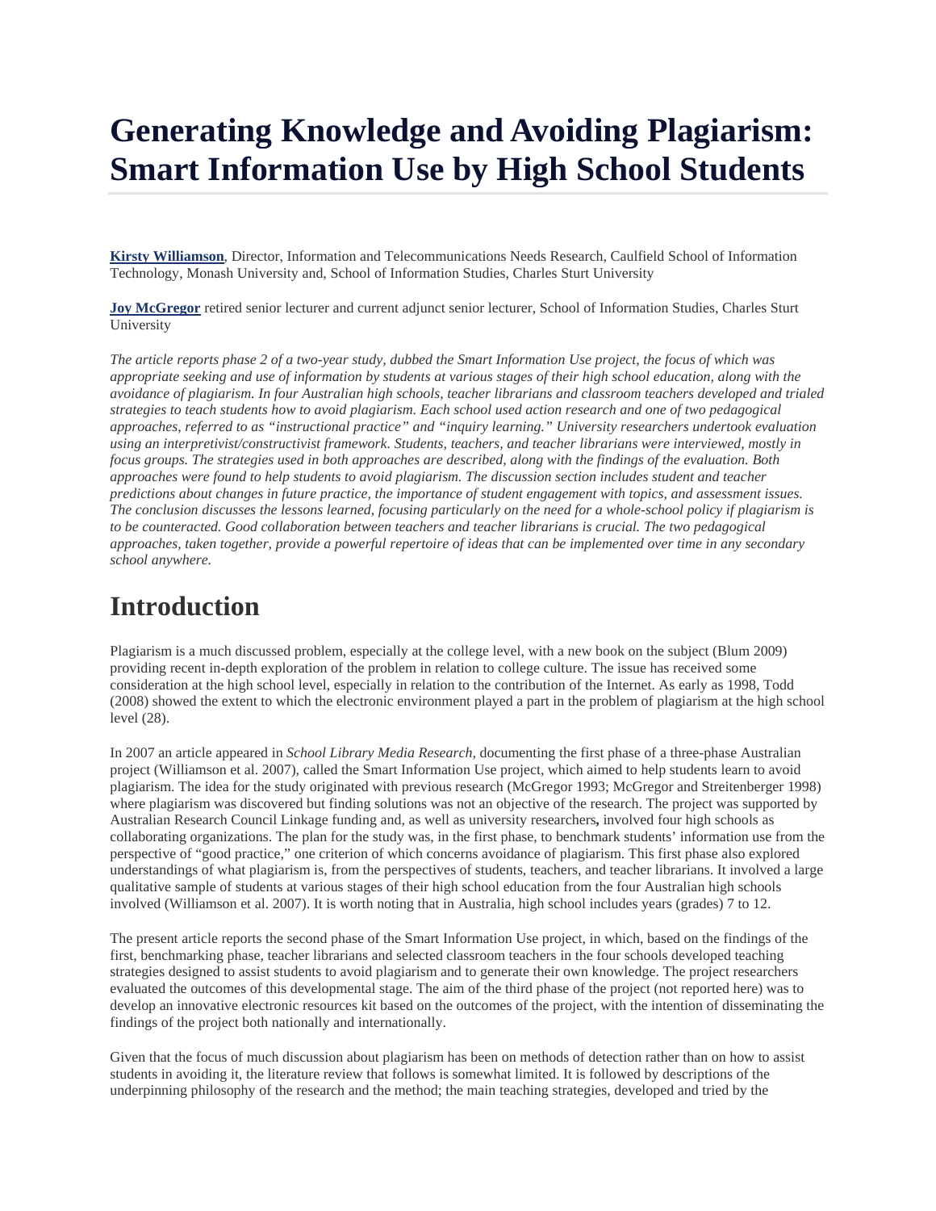# Generating Knowledge and Avoiding Plagiarism: Smart Information Use by High School Students

**Kirsty Williamson**, Director, Information and Telecommunications Needs Research, Caulfield School of Information Technology, Monash University and, School of Information Studies, Charles Sturt University

**Joy McGregor** retired senior lecturer and current adjunct senior lecturer, School of Information Studies, Charles Sturt University

*The article reports phase 2 of a two-year study, dubbed the Smart Information Use project, the focus of which was appropriate seeking and use of information by students at various stages of their high school education, along with the avoidance of plagiarism. In four Australian high schools, teacher librarians and classroom teachers developed and trialed strategies to teach students how to avoid plagiarism. Each school used action research and one of two pedagogical approaches, referred to as "instructional practice" and "inquiry learning." University researchers undertook evaluation using an interpretivist/constructivist framework. Students, teachers, and teacher librarians were interviewed, mostly in focus groups. The strategies used in both approaches are described, along with the findings of the evaluation. Both approaches were found to help students to avoid plagiarism. The discussion section includes student and teacher predictions about changes in future practice, the importance of student engagement with topics, and assessment issues. The conclusion discusses the lessons learned, focusing particularly on the need for a whole-school policy if plagiarism is to be counteracted. Good collaboration between teachers and teacher librarians is crucial. The two pedagogical approaches, taken together, provide a powerful repertoire of ideas that can be implemented over time in any secondary school anywhere.*

# Introduction

Plagiarism is a much discussed problem, especially at the college level, with a new book on the subject (Blum 2009) providing recent in-depth exploration of the problem in relation to college culture. The issue has received some consideration at the high school level, especially in relation to the contribution of the Internet. As early as 1998, Todd (2008) showed the extent to which the electronic environment played a part in the problem of plagiarism at the high school level (28).

In 2007 an article appeared in *School Library Media Research*, documenting the first phase of a three-phase Australian project (Williamson et al. 2007), called the Smart Information Use project, which aimed to help students learn to avoid plagiarism. The idea for the study originated with previous research (McGregor 1993; McGregor and Streitenberger 1998) where plagiarism was discovered but finding solutions was not an objective of the research. The project was supported by Australian Research Council Linkage funding and, as well as university researchers**,** involved four high schools as collaborating organizations. The plan for the study was, in the first phase, to benchmark students' information use from the perspective of "good practice," one criterion of which concerns avoidance of plagiarism. This first phase also explored understandings of what plagiarism is, from the perspectives of students, teachers, and teacher librarians. It involved a large qualitative sample of students at various stages of their high school education from the four Australian high schools involved (Williamson et al. 2007). It is worth noting that in Australia, high school includes years (grades) 7 to 12.

The present article reports the second phase of the Smart Information Use project, in which, based on the findings of the first, benchmarking phase, teacher librarians and selected classroom teachers in the four schools developed teaching strategies designed to assist students to avoid plagiarism and to generate their own knowledge. The project researchers evaluated the outcomes of this developmental stage. The aim of the third phase of the project (not reported here) was to develop an innovative electronic resources kit based on the outcomes of the project, with the intention of disseminating the findings of the project both nationally and internationally.

Given that the focus of much discussion about plagiarism has been on methods of detection rather than on how to assist students in avoiding it, the literature review that follows is somewhat limited. It is followed by descriptions of the underpinning philosophy of the research and the method; the main teaching strategies, developed and tried by the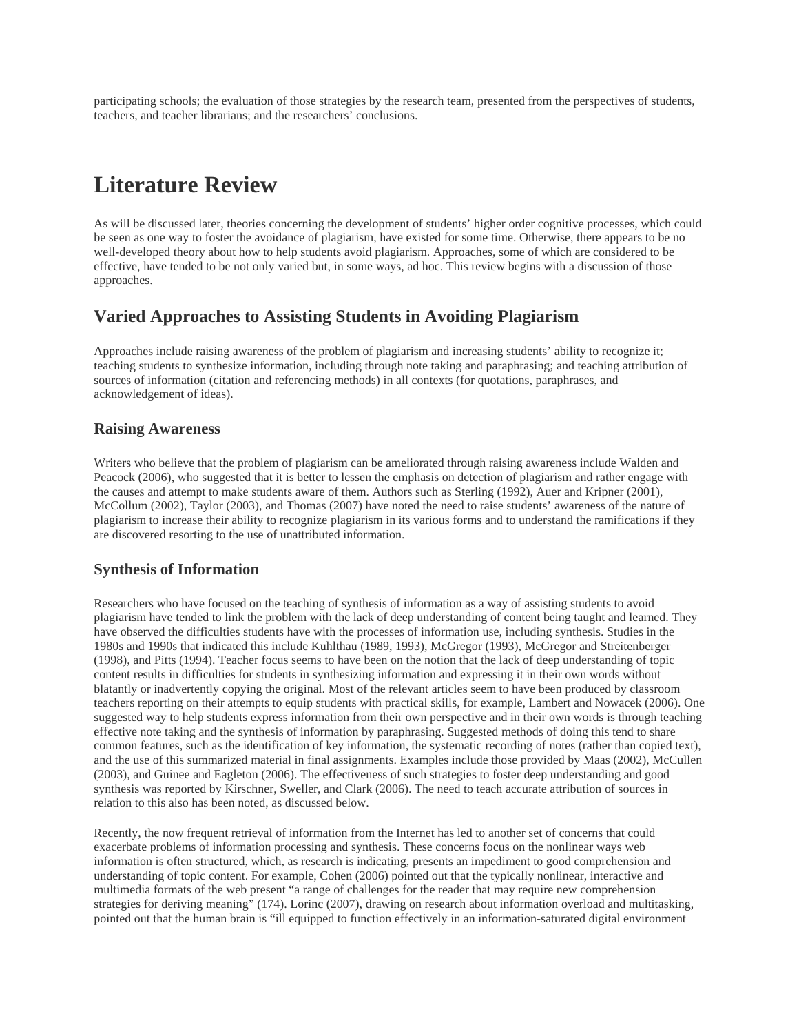participating schools; the evaluation of those strategies by the research team, presented from the perspectives of students, teachers, and teacher librarians; and the researchers' conclusions.

# Literature Review

As will be discussed later, theories concerning the development of students' higher order cognitive processes, which could be seen as one way to foster the avoidance of plagiarism, have existed for some time. Otherwise, there appears to be no well-developed theory about how to help students avoid plagiarism. Approaches, some of which are considered to be effective, have tended to be not only varied but, in some ways, ad hoc. This review begins with a discussion of those approaches.

## Varied Approaches to Assisting Students in Avoiding Plagiarism

Approaches include raising awareness of the problem of plagiarism and increasing students' ability to recognize it; teaching students to synthesize information, including through note taking and paraphrasing; and teaching attribution of sources of information (citation and referencing methods) in all contexts (for quotations, paraphrases, and acknowledgement of ideas).

### Raising Awareness

Writers who believe that the problem of plagiarism can be ameliorated through raising awareness include Walden and Peacock (2006), who suggested that it is better to lessen the emphasis on detection of plagiarism and rather engage with the causes and attempt to make students aware of them. Authors such as Sterling (1992), Auer and Kripner (2001), McCollum (2002), Taylor (2003), and Thomas (2007) have noted the need to raise students' awareness of the nature of plagiarism to increase their ability to recognize plagiarism in its various forms and to understand the ramifications if they are discovered resorting to the use of unattributed information.

### Synthesis of Information

Researchers who have focused on the teaching of synthesis of information as a way of assisting students to avoid plagiarism have tended to link the problem with the lack of deep understanding of content being taught and learned. They have observed the difficulties students have with the processes of information use, including synthesis. Studies in the 1980s and 1990s that indicated this include Kuhlthau (1989, 1993), McGregor (1993), McGregor and Streitenberger (1998), and Pitts (1994). Teacher focus seems to have been on the notion that the lack of deep understanding of topic content results in difficulties for students in synthesizing information and expressing it in their own words without blatantly or inadvertently copying the original. Most of the relevant articles seem to have been produced by classroom teachers reporting on their attempts to equip students with practical skills, for example, Lambert and Nowacek (2006). One suggested way to help students express information from their own perspective and in their own words is through teaching effective note taking and the synthesis of information by paraphrasing. Suggested methods of doing this tend to share common features, such as the identification of key information, the systematic recording of notes (rather than copied text), and the use of this summarized material in final assignments. Examples include those provided by Maas (2002), McCullen (2003), and Guinee and Eagleton (2006). The effectiveness of such strategies to foster deep understanding and good synthesis was reported by Kirschner, Sweller, and Clark (2006). The need to teach accurate attribution of sources in relation to this also has been noted, as discussed below.

Recently, the now frequent retrieval of information from the Internet has led to another set of concerns that could exacerbate problems of information processing and synthesis. These concerns focus on the nonlinear ways web information is often structured, which, as research is indicating, presents an impediment to good comprehension and understanding of topic content. For example, Cohen (2006) pointed out that the typically nonlinear, interactive and multimedia formats of the web present "a range of challenges for the reader that may require new comprehension strategies for deriving meaning" (174). Lorinc (2007), drawing on research about information overload and multitasking, pointed out that the human brain is "ill equipped to function effectively in an information-saturated digital environment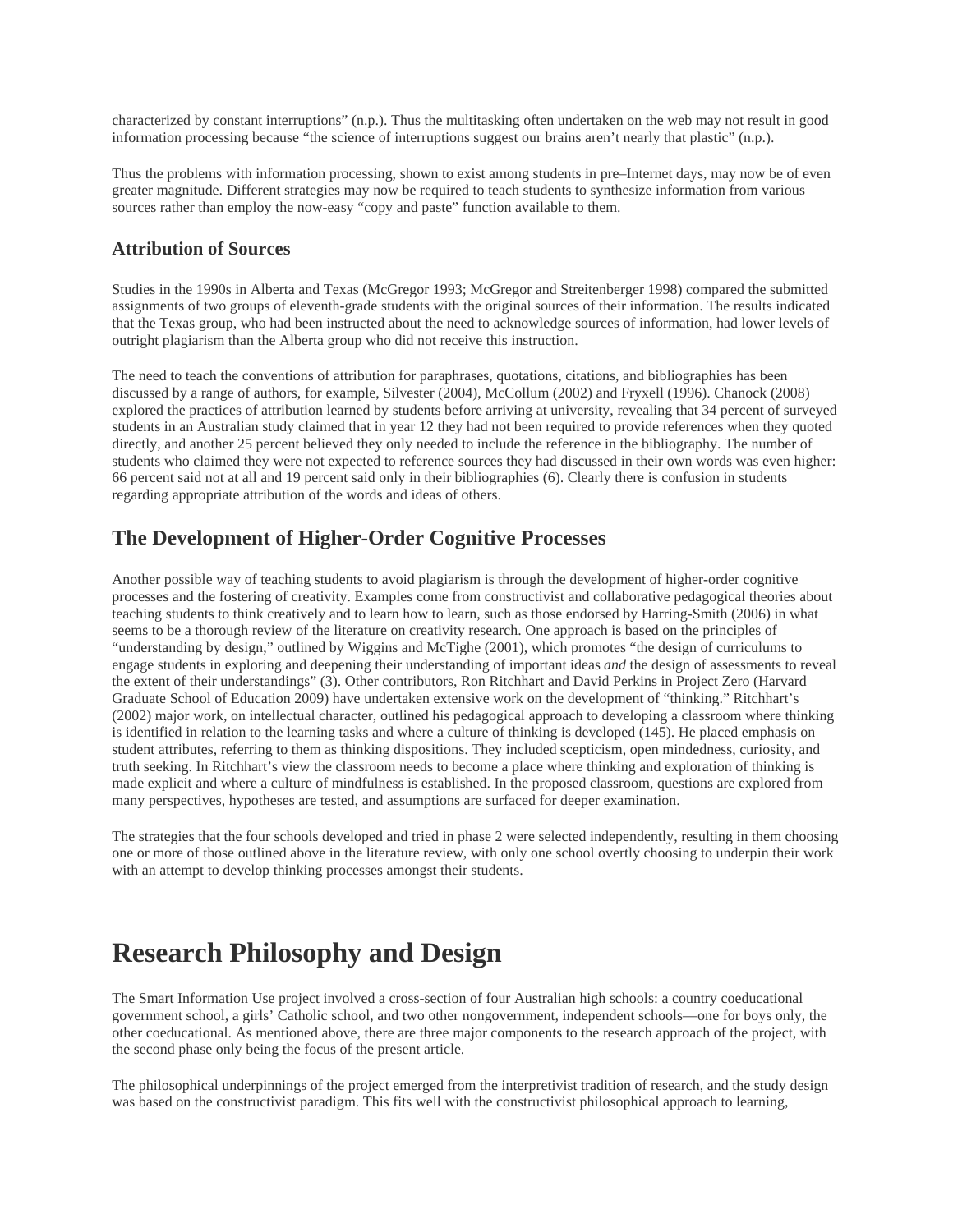characterized by constant interruptions" (n.p.). Thus the multitasking often undertaken on the web may not result in good information processing because "the science of interruptions suggest our brains aren't nearly that plastic" (n.p.).

Thus the problems with information processing, shown to exist among students in pre–Internet days, may now be of even greater magnitude. Different strategies may now be required to teach students to synthesize information from various sources rather than employ the now-easy "copy and paste" function available to them.

### Attribution of Sources

Studies in the 1990s in Alberta and Texas (McGregor 1993; McGregor and Streitenberger 1998) compared the submitted assignments of two groups of eleventh-grade students with the original sources of their information. The results indicated that the Texas group, who had been instructed about the need to acknowledge sources of information, had lower levels of outright plagiarism than the Alberta group who did not receive this instruction.

The need to teach the conventions of attribution for paraphrases, quotations, citations, and bibliographies has been discussed by a range of authors, for example, Silvester (2004), McCollum (2002) and Fryxell (1996). Chanock (2008) explored the practices of attribution learned by students before arriving at university, revealing that 34 percent of surveyed students in an Australian study claimed that in year 12 they had not been required to provide references when they quoted directly, and another 25 percent believed they only needed to include the reference in the bibliography. The number of students who claimed they were not expected to reference sources they had discussed in their own words was even higher: 66 percent said not at all and 19 percent said only in their bibliographies (6). Clearly there is confusion in students regarding appropriate attribution of the words and ideas of others.

## The Development of Higher-Order Cognitive Processes

Another possible way of teaching students to avoid plagiarism is through the development of higher-order cognitive processes and the fostering of creativity. Examples come from constructivist and collaborative pedagogical theories about teaching students to think creatively and to learn how to learn, such as those endorsed by Harring-Smith (2006) in what seems to be a thorough review of the literature on creativity research. One approach is based on the principles of "understanding by design," outlined by Wiggins and McTighe (2001), which promotes "the design of curriculums to engage students in exploring and deepening their understanding of important ideas *and* the design of assessments to reveal the extent of their understandings" (3). Other contributors, Ron Ritchhart and David Perkins in Project Zero (Harvard Graduate School of Education 2009) have undertaken extensive work on the development of "thinking." Ritchhart's (2002) major work, on intellectual character, outlined his pedagogical approach to developing a classroom where thinking is identified in relation to the learning tasks and where a culture of thinking is developed (145). He placed emphasis on student attributes, referring to them as thinking dispositions. They included scepticism, open mindedness, curiosity, and truth seeking. In Ritchhart's view the classroom needs to become a place where thinking and exploration of thinking is made explicit and where a culture of mindfulness is established. In the proposed classroom, questions are explored from many perspectives, hypotheses are tested, and assumptions are surfaced for deeper examination.

The strategies that the four schools developed and tried in phase 2 were selected independently, resulting in them choosing one or more of those outlined above in the literature review, with only one school overtly choosing to underpin their work with an attempt to develop thinking processes amongst their students.

# Research Philosophy and Design

The Smart Information Use project involved a cross-section of four Australian high schools: a country coeducational government school, a girls' Catholic school, and two other nongovernment, independent schools—one for boys only, the other coeducational. As mentioned above, there are three major components to the research approach of the project, with the second phase only being the focus of the present article.

The philosophical underpinnings of the project emerged from the interpretivist tradition of research, and the study design was based on the constructivist paradigm. This fits well with the constructivist philosophical approach to learning,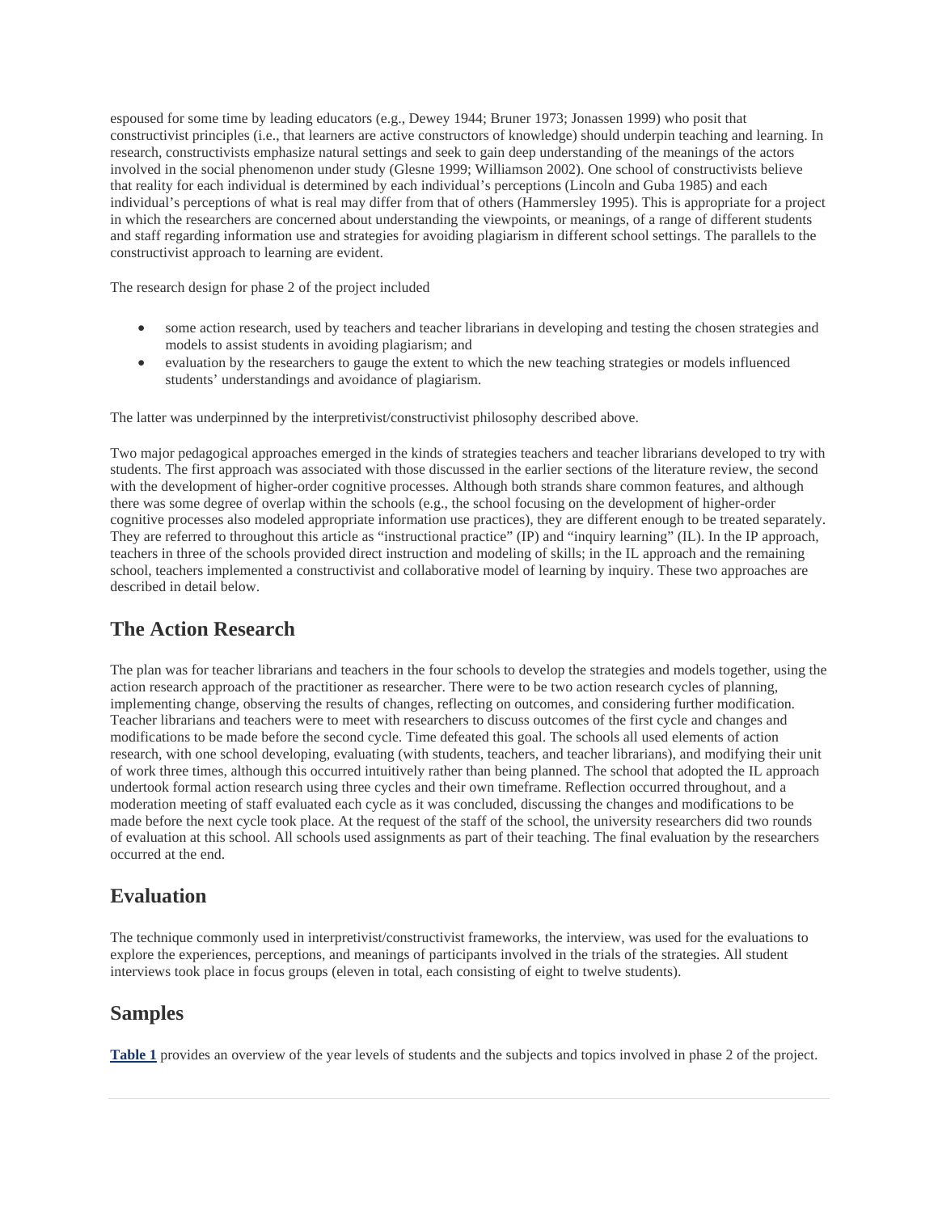espoused for some time by leading educators (e.g., Dewey 1944; Bruner 1973; Jonassen 1999) who posit that constructivist principles (i.e., that learners are active constructors of knowledge) should underpin teaching and learning. In research, constructivists emphasize natural settings and seek to gain deep understanding of the meanings of the actors involved in the social phenomenon under study (Glesne 1999; Williamson 2002). One school of constructivists believe that reality for each individual is determined by each individual's perceptions (Lincoln and Guba 1985) and each individual's perceptions of what is real may differ from that of others (Hammersley 1995). This is appropriate for a project in which the researchers are concerned about understanding the viewpoints, or meanings, of a range of different students and staff regarding information use and strategies for avoiding plagiarism in different school settings. The parallels to the constructivist approach to learning are evident.

The research design for phase 2 of the project included

- some action research, used by teachers and teacher librarians in developing and testing the chosen strategies and models to assist students in avoiding plagiarism; and
- evaluation by the researchers to gauge the extent to which the new teaching strategies or models influenced students' understandings and avoidance of plagiarism.

The latter was underpinned by the interpretivist/constructivist philosophy described above.

Two major pedagogical approaches emerged in the kinds of strategies teachers and teacher librarians developed to try with students. The first approach was associated with those discussed in the earlier sections of the literature review, the second with the development of higher-order cognitive processes. Although both strands share common features, and although there was some degree of overlap within the schools (e.g., the school focusing on the development of higher-order cognitive processes also modeled appropriate information use practices), they are different enough to be treated separately. They are referred to throughout this article as "instructional practice" (IP) and "inquiry learning" (IL). In the IP approach, teachers in three of the schools provided direct instruction and modeling of skills; in the IL approach and the remaining school, teachers implemented a constructivist and collaborative model of learning by inquiry. These two approaches are described in detail below.

## The Action Research

The plan was for teacher librarians and teachers in the four schools to develop the strategies and models together, using the action research approach of the practitioner as researcher. There were to be two action research cycles of planning, implementing change, observing the results of changes, reflecting on outcomes, and considering further modification. Teacher librarians and teachers were to meet with researchers to discuss outcomes of the first cycle and changes and modifications to be made before the second cycle. Time defeated this goal. The schools all used elements of action research, with one school developing, evaluating (with students, teachers, and teacher librarians), and modifying their unit of work three times, although this occurred intuitively rather than being planned. The school that adopted the IL approach undertook formal action research using three cycles and their own timeframe. Reflection occurred throughout, and a moderation meeting of staff evaluated each cycle as it was concluded, discussing the changes and modifications to be made before the next cycle took place. At the request of the staff of the school, the university researchers did two rounds of evaluation at this school. All schools used assignments as part of their teaching. The final evaluation by the researchers occurred at the end.

## Evaluation

The technique commonly used in interpretivist/constructivist frameworks, the interview, was used for the evaluations to explore the experiences, perceptions, and meanings of participants involved in the trials of the strategies. All student interviews took place in focus groups (eleven in total, each consisting of eight to twelve students).

## Samples

**Table 1** provides an overview of the year levels of students and the subjects and topics involved in phase 2 of the project.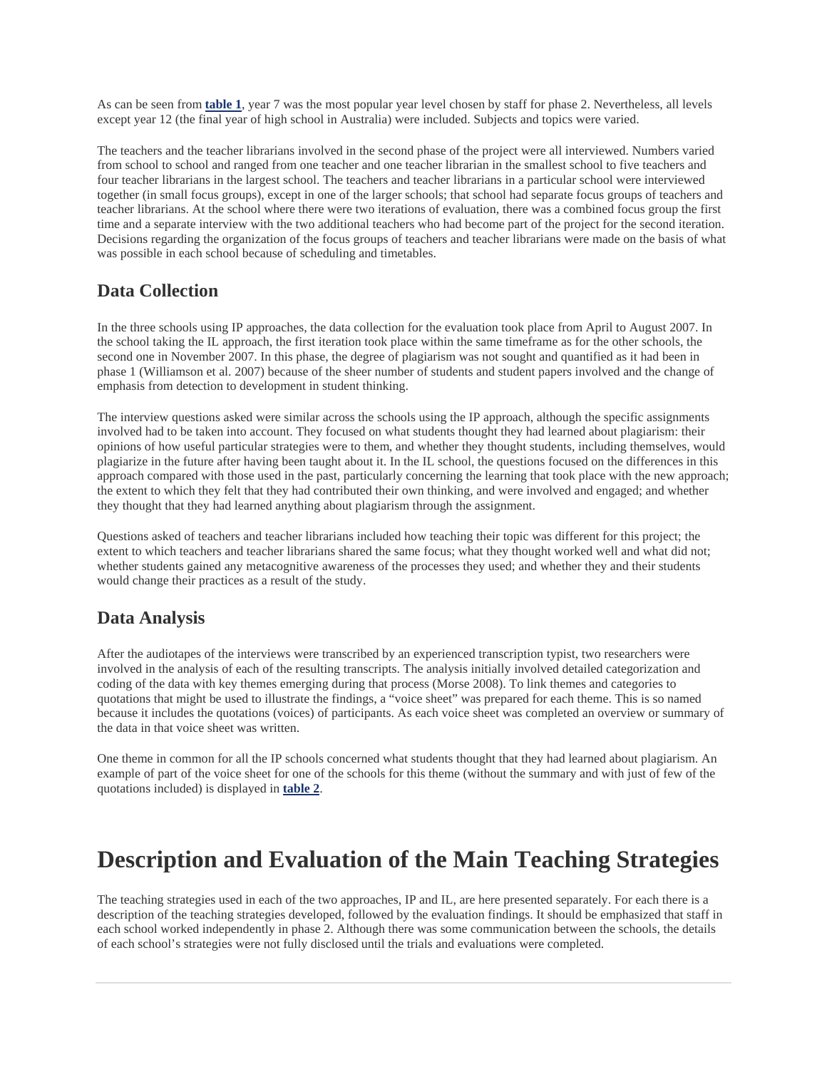As can be seen from **table 1**, year 7 was the most popular year level chosen by staff for phase 2. Nevertheless, all levels except year 12 (the final year of high school in Australia) were included. Subjects and topics were varied.

The teachers and the teacher librarians involved in the second phase of the project were all interviewed. Numbers varied from school to school and ranged from one teacher and one teacher librarian in the smallest school to five teachers and four teacher librarians in the largest school. The teachers and teacher librarians in a particular school were interviewed together (in small focus groups), except in one of the larger schools; that school had separate focus groups of teachers and teacher librarians. At the school where there were two iterations of evaluation, there was a combined focus group the first time and a separate interview with the two additional teachers who had become part of the project for the second iteration. Decisions regarding the organization of the focus groups of teachers and teacher librarians were made on the basis of what was possible in each school because of scheduling and timetables.

## Data Collection

In the three schools using IP approaches, the data collection for the evaluation took place from April to August 2007. In the school taking the IL approach, the first iteration took place within the same timeframe as for the other schools, the second one in November 2007. In this phase, the degree of plagiarism was not sought and quantified as it had been in phase 1 (Williamson et al. 2007) because of the sheer number of students and student papers involved and the change of emphasis from detection to development in student thinking.

The interview questions asked were similar across the schools using the IP approach, although the specific assignments involved had to be taken into account. They focused on what students thought they had learned about plagiarism: their opinions of how useful particular strategies were to them, and whether they thought students, including themselves, would plagiarize in the future after having been taught about it. In the IL school, the questions focused on the differences in this approach compared with those used in the past, particularly concerning the learning that took place with the new approach; the extent to which they felt that they had contributed their own thinking, and were involved and engaged; and whether they thought that they had learned anything about plagiarism through the assignment.

Questions asked of teachers and teacher librarians included how teaching their topic was different for this project; the extent to which teachers and teacher librarians shared the same focus; what they thought worked well and what did not; whether students gained any metacognitive awareness of the processes they used; and whether they and their students would change their practices as a result of the study.

## Data Analysis

After the audiotapes of the interviews were transcribed by an experienced transcription typist, two researchers were involved in the analysis of each of the resulting transcripts. The analysis initially involved detailed categorization and coding of the data with key themes emerging during that process (Morse 2008). To link themes and categories to quotations that might be used to illustrate the findings, a "voice sheet" was prepared for each theme. This is so named because it includes the quotations (voices) of participants. As each voice sheet was completed an overview or summary of the data in that voice sheet was written.

One theme in common for all the IP schools concerned what students thought that they had learned about plagiarism. An example of part of the voice sheet for one of the schools for this theme (without the summary and with just of few of the quotations included) is displayed in **table 2**.

# Description and Evaluation of the Main Teaching Strategies

The teaching strategies used in each of the two approaches, IP and IL, are here presented separately. For each there is a description of the teaching strategies developed, followed by the evaluation findings. It should be emphasized that staff in each school worked independently in phase 2. Although there was some communication between the schools, the details of each school's strategies were not fully disclosed until the trials and evaluations were completed.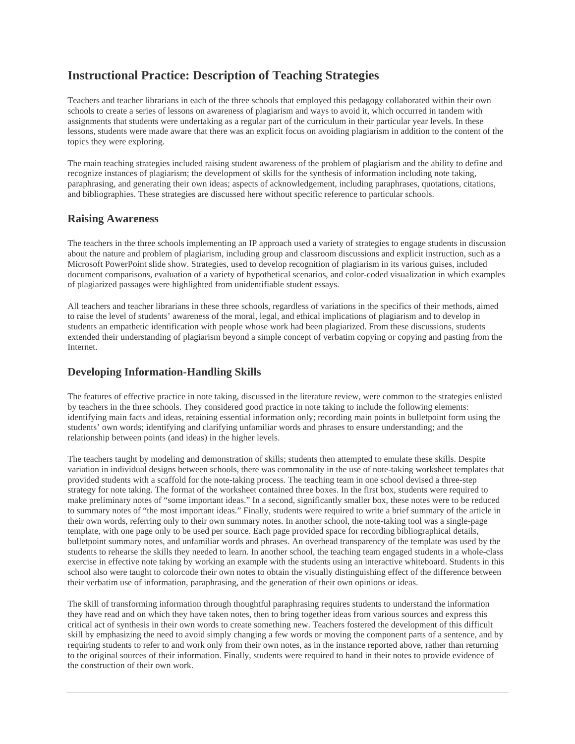## Instructional Practice: Description of Teaching Strategies

Teachers and teacher librarians in each of the three schools that employed this pedagogy collaborated within their own schools to create a series of lessons on awareness of plagiarism and ways to avoid it, which occurred in tandem with assignments that students were undertaking as a regular part of the curriculum in their particular year levels. In these lessons, students were made aware that there was an explicit focus on avoiding plagiarism in addition to the content of the topics they were exploring.

The main teaching strategies included raising student awareness of the problem of plagiarism and the ability to define and recognize instances of plagiarism; the development of skills for the synthesis of information including note taking, paraphrasing, and generating their own ideas; aspects of acknowledgement, including paraphrases, quotations, citations, and bibliographies. These strategies are discussed here without specific reference to particular schools.

### Raising Awareness

The teachers in the three schools implementing an IP approach used a variety of strategies to engage students in discussion about the nature and problem of plagiarism, including group and classroom discussions and explicit instruction, such as a Microsoft PowerPoint slide show. Strategies, used to develop recognition of plagiarism in its various guises, included document comparisons, evaluation of a variety of hypothetical scenarios, and color-coded visualization in which examples of plagiarized passages were highlighted from unidentifiable student essays.

All teachers and teacher librarians in these three schools, regardless of variations in the specifics of their methods, aimed to raise the level of students' awareness of the moral, legal, and ethical implications of plagiarism and to develop in students an empathetic identification with people whose work had been plagiarized. From these discussions, students extended their understanding of plagiarism beyond a simple concept of verbatim copying or copying and pasting from the Internet.

### Developing Information-Handling Skills

The features of effective practice in note taking, discussed in the literature review, were common to the strategies enlisted by teachers in the three schools. They considered good practice in note taking to include the following elements: identifying main facts and ideas, retaining essential information only; recording main points in bulletpoint form using the students' own words; identifying and clarifying unfamiliar words and phrases to ensure understanding; and the relationship between points (and ideas) in the higher levels.

The teachers taught by modeling and demonstration of skills; students then attempted to emulate these skills. Despite variation in individual designs between schools, there was commonality in the use of note-taking worksheet templates that provided students with a scaffold for the note-taking process. The teaching team in one school devised a three-step strategy for note taking. The format of the worksheet contained three boxes. In the first box, students were required to make preliminary notes of "some important ideas." In a second, significantly smaller box, these notes were to be reduced to summary notes of "the most important ideas." Finally, students were required to write a brief summary of the article in their own words, referring only to their own summary notes. In another school, the note-taking tool was a single-page template, with one page only to be used per source. Each page provided space for recording bibliographical details, bulletpoint summary notes, and unfamiliar words and phrases. An overhead transparency of the template was used by the students to rehearse the skills they needed to learn. In another school, the teaching team engaged students in a whole-class exercise in effective note taking by working an example with the students using an interactive whiteboard. Students in this school also were taught to colorcode their own notes to obtain the visually distinguishing effect of the difference between their verbatim use of information, paraphrasing, and the generation of their own opinions or ideas.

The skill of transforming information through thoughtful paraphrasing requires students to understand the information they have read and on which they have taken notes, then to bring together ideas from various sources and express this critical act of synthesis in their own words to create something new. Teachers fostered the development of this difficult skill by emphasizing the need to avoid simply changing a few words or moving the component parts of a sentence, and by requiring students to refer to and work only from their own notes, as in the instance reported above, rather than returning to the original sources of their information. Finally, students were required to hand in their notes to provide evidence of the construction of their own work.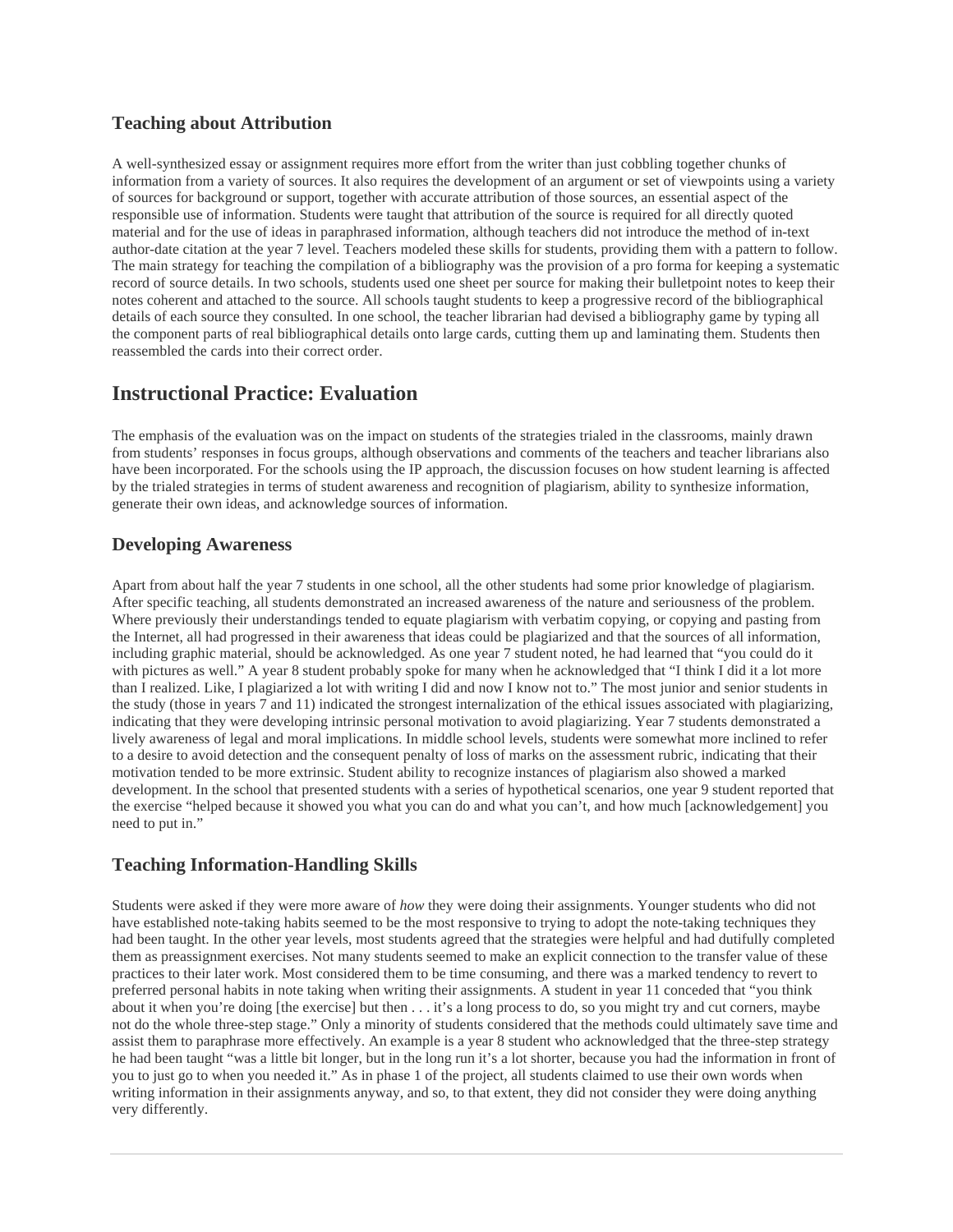### Teaching about Attribution

A well-synthesized essay or assignment requires more effort from the writer than just cobbling together chunks of information from a variety of sources. It also requires the development of an argument or set of viewpoints using a variety of sources for background or support, together with accurate attribution of those sources, an essential aspect of the responsible use of information. Students were taught that attribution of the source is required for all directly quoted material and for the use of ideas in paraphrased information, although teachers did not introduce the method of in-text author-date citation at the year 7 level. Teachers modeled these skills for students, providing them with a pattern to follow. The main strategy for teaching the compilation of a bibliography was the provision of a pro forma for keeping a systematic record of source details. In two schools, students used one sheet per source for making their bulletpoint notes to keep their notes coherent and attached to the source. All schools taught students to keep a progressive record of the bibliographical details of each source they consulted. In one school, the teacher librarian had devised a bibliography game by typing all the component parts of real bibliographical details onto large cards, cutting them up and laminating them. Students then reassembled the cards into their correct order.

## Instructional Practice: Evaluation

The emphasis of the evaluation was on the impact on students of the strategies trialed in the classrooms, mainly drawn from students' responses in focus groups, although observations and comments of the teachers and teacher librarians also have been incorporated. For the schools using the IP approach, the discussion focuses on how student learning is affected by the trialed strategies in terms of student awareness and recognition of plagiarism, ability to synthesize information, generate their own ideas, and acknowledge sources of information.

### Developing Awareness

Apart from about half the year 7 students in one school, all the other students had some prior knowledge of plagiarism. After specific teaching, all students demonstrated an increased awareness of the nature and seriousness of the problem. Where previously their understandings tended to equate plagiarism with verbatim copying, or copying and pasting from the Internet, all had progressed in their awareness that ideas could be plagiarized and that the sources of all information, including graphic material, should be acknowledged. As one year 7 student noted, he had learned that "you could do it with pictures as well." A year 8 student probably spoke for many when he acknowledged that "I think I did it a lot more than I realized. Like, I plagiarized a lot with writing I did and now I know not to." The most junior and senior students in the study (those in years 7 and 11) indicated the strongest internalization of the ethical issues associated with plagiarizing, indicating that they were developing intrinsic personal motivation to avoid plagiarizing. Year 7 students demonstrated a lively awareness of legal and moral implications. In middle school levels, students were somewhat more inclined to refer to a desire to avoid detection and the consequent penalty of loss of marks on the assessment rubric, indicating that their motivation tended to be more extrinsic. Student ability to recognize instances of plagiarism also showed a marked development. In the school that presented students with a series of hypothetical scenarios, one year 9 student reported that the exercise "helped because it showed you what you can do and what you can't, and how much [acknowledgement] you need to put in."

### Teaching Information-Handling Skills

Students were asked if they were more aware of *how* they were doing their assignments. Younger students who did not have established note-taking habits seemed to be the most responsive to trying to adopt the note-taking techniques they had been taught. In the other year levels, most students agreed that the strategies were helpful and had dutifully completed them as preassignment exercises. Not many students seemed to make an explicit connection to the transfer value of these practices to their later work. Most considered them to be time consuming, and there was a marked tendency to revert to preferred personal habits in note taking when writing their assignments. A student in year 11 conceded that "you think about it when you're doing [the exercise] but then . . . it's a long process to do, so you might try and cut corners, maybe not do the whole three-step stage." Only a minority of students considered that the methods could ultimately save time and assist them to paraphrase more effectively. An example is a year 8 student who acknowledged that the three-step strategy he had been taught "was a little bit longer, but in the long run it's a lot shorter, because you had the information in front of you to just go to when you needed it." As in phase 1 of the project, all students claimed to use their own words when writing information in their assignments anyway, and so, to that extent, they did not consider they were doing anything very differently.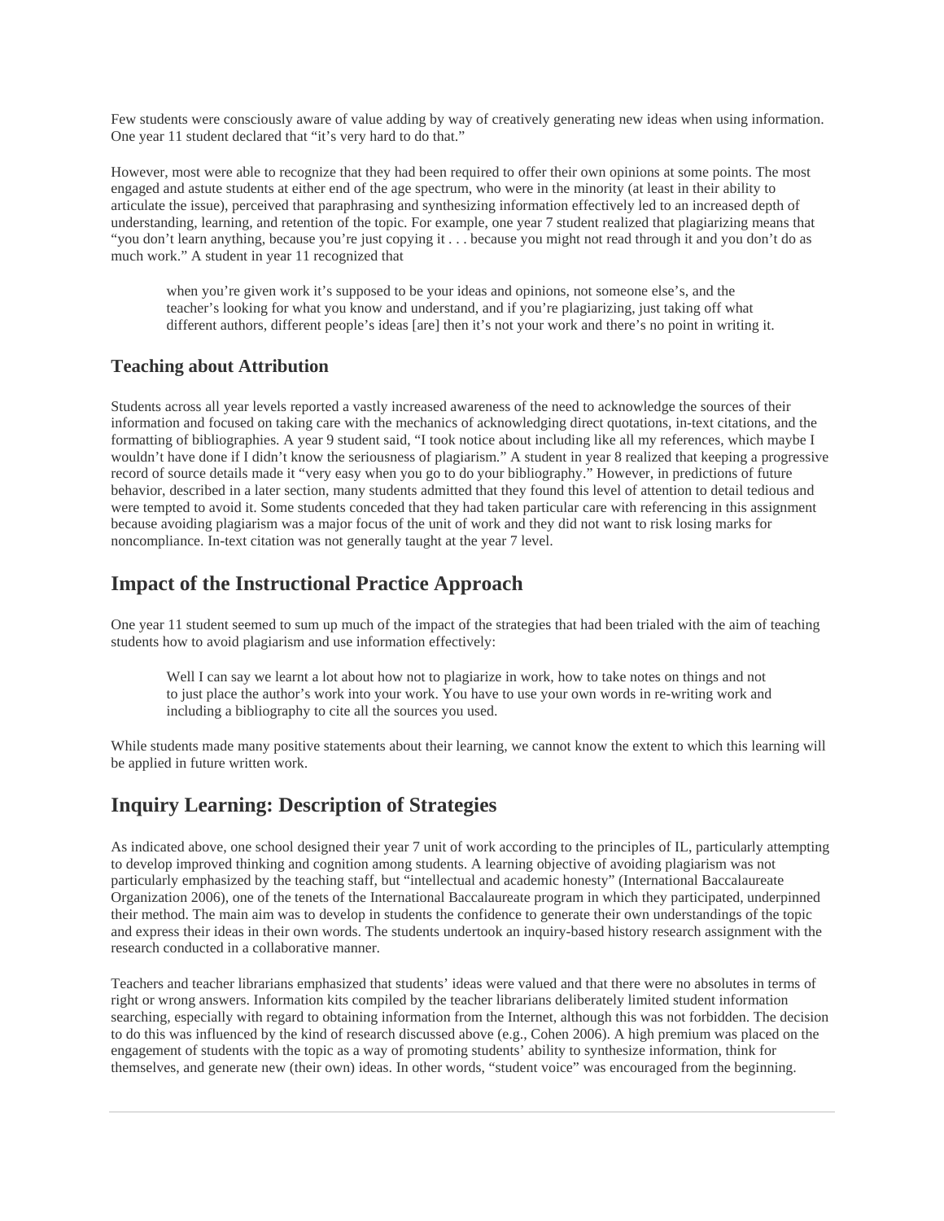Few students were consciously aware of value adding by way of creatively generating new ideas when using information. One year 11 student declared that "it's very hard to do that."

However, most were able to recognize that they had been required to offer their own opinions at some points. The most engaged and astute students at either end of the age spectrum, who were in the minority (at least in their ability to articulate the issue), perceived that paraphrasing and synthesizing information effectively led to an increased depth of understanding, learning, and retention of the topic. For example, one year 7 student realized that plagiarizing means that "you don't learn anything, because you're just copying it . . . because you might not read through it and you don't do as much work." A student in year 11 recognized that

> when you're given work it's supposed to be your ideas and opinions, not someone else's, and the teacher's looking for what you know and understand, and if you're plagiarizing, just taking off what different authors, different people's ideas [are] then it's not your work and there's no point in writing it.

### Teaching about Attribution

Students across all year levels reported a vastly increased awareness of the need to acknowledge the sources of their information and focused on taking care with the mechanics of acknowledging direct quotations, in-text citations, and the formatting of bibliographies. A year 9 student said, "I took notice about including like all my references, which maybe I wouldn't have done if I didn't know the seriousness of plagiarism." A student in year 8 realized that keeping a progressive record of source details made it "very easy when you go to do your bibliography." However, in predictions of future behavior, described in a later section, many students admitted that they found this level of attention to detail tedious and were tempted to avoid it. Some students conceded that they had taken particular care with referencing in this assignment because avoiding plagiarism was a major focus of the unit of work and they did not want to risk losing marks for noncompliance. In-text citation was not generally taught at the year 7 level.

## Impact of the Instructional Practice Approach

One year 11 student seemed to sum up much of the impact of the strategies that had been trialed with the aim of teaching students how to avoid plagiarism and use information effectively:

> Well I can say we learnt a lot about how not to plagiarize in work, how to take notes on things and not to just place the author's work into your work. You have to use your own words in re-writing work and including a bibliography to cite all the sources you used.

While students made many positive statements about their learning, we cannot know the extent to which this learning will be applied in future written work.

## Inquiry Learning: Description of Strategies

As indicated above, one school designed their year 7 unit of work according to the principles of IL, particularly attempting to develop improved thinking and cognition among students. A learning objective of avoiding plagiarism was not particularly emphasized by the teaching staff, but "intellectual and academic honesty" (International Baccalaureate Organization 2006), one of the tenets of the International Baccalaureate program in which they participated, underpinned their method. The main aim was to develop in students the confidence to generate their own understandings of the topic and express their ideas in their own words. The students undertook an inquiry-based history research assignment with the research conducted in a collaborative manner.

Teachers and teacher librarians emphasized that students' ideas were valued and that there were no absolutes in terms of right or wrong answers. Information kits compiled by the teacher librarians deliberately limited student information searching, especially with regard to obtaining information from the Internet, although this was not forbidden. The decision to do this was influenced by the kind of research discussed above (e.g., Cohen 2006). A high premium was placed on the engagement of students with the topic as a way of promoting students' ability to synthesize information, think for themselves, and generate new (their own) ideas. In other words, "student voice" was encouraged from the beginning.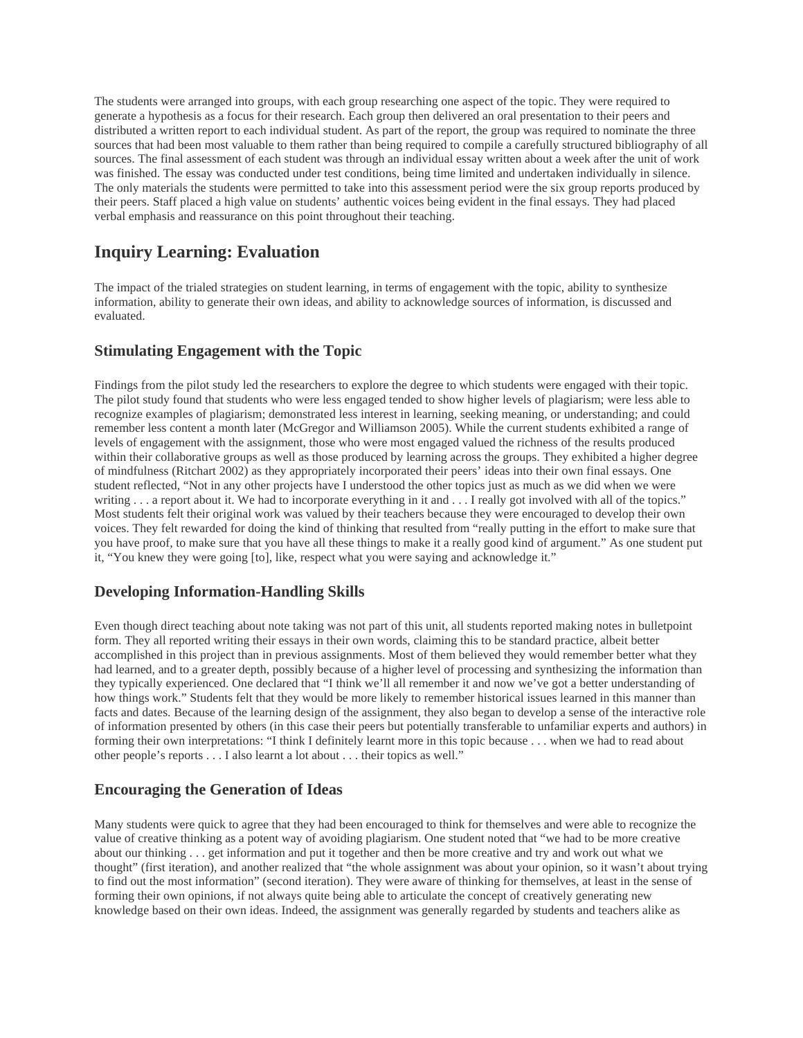The students were arranged into groups, with each group researching one aspect of the topic. They were required to generate a hypothesis as a focus for their research. Each group then delivered an oral presentation to their peers and distributed a written report to each individual student. As part of the report, the group was required to nominate the three sources that had been most valuable to them rather than being required to compile a carefully structured bibliography of all sources. The final assessment of each student was through an individual essay written about a week after the unit of work was finished. The essay was conducted under test conditions, being time limited and undertaken individually in silence. The only materials the students were permitted to take into this assessment period were the six group reports produced by their peers. Staff placed a high value on students' authentic voices being evident in the final essays. They had placed verbal emphasis and reassurance on this point throughout their teaching.

## Inquiry Learning: Evaluation

The impact of the trialed strategies on student learning, in terms of engagement with the topic, ability to synthesize information, ability to generate their own ideas, and ability to acknowledge sources of information, is discussed and evaluated.

### Stimulating Engagement with the Topic

Findings from the pilot study led the researchers to explore the degree to which students were engaged with their topic. The pilot study found that students who were less engaged tended to show higher levels of plagiarism; were less able to recognize examples of plagiarism; demonstrated less interest in learning, seeking meaning, or understanding; and could remember less content a month later (McGregor and Williamson 2005). While the current students exhibited a range of levels of engagement with the assignment, those who were most engaged valued the richness of the results produced within their collaborative groups as well as those produced by learning across the groups. They exhibited a higher degree of mindfulness (Ritchart 2002) as they appropriately incorporated their peers' ideas into their own final essays. One student reflected, "Not in any other projects have I understood the other topics just as much as we did when we were writing . . . a report about it. We had to incorporate everything in it and . . . I really got involved with all of the topics." Most students felt their original work was valued by their teachers because they were encouraged to develop their own voices. They felt rewarded for doing the kind of thinking that resulted from "really putting in the effort to make sure that you have proof, to make sure that you have all these things to make it a really good kind of argument." As one student put it, "You knew they were going [to], like, respect what you were saying and acknowledge it."

### Developing Information-Handling Skills

Even though direct teaching about note taking was not part of this unit, all students reported making notes in bulletpoint form. They all reported writing their essays in their own words, claiming this to be standard practice, albeit better accomplished in this project than in previous assignments. Most of them believed they would remember better what they had learned, and to a greater depth, possibly because of a higher level of processing and synthesizing the information than they typically experienced. One declared that "I think we'll all remember it and now we've got a better understanding of how things work." Students felt that they would be more likely to remember historical issues learned in this manner than facts and dates. Because of the learning design of the assignment, they also began to develop a sense of the interactive role of information presented by others (in this case their peers but potentially transferable to unfamiliar experts and authors) in forming their own interpretations: "I think I definitely learnt more in this topic because . . . when we had to read about other people's reports . . . I also learnt a lot about . . . their topics as well."

### Encouraging the Generation of Ideas

Many students were quick to agree that they had been encouraged to think for themselves and were able to recognize the value of creative thinking as a potent way of avoiding plagiarism. One student noted that "we had to be more creative about our thinking . . . get information and put it together and then be more creative and try and work out what we thought" (first iteration), and another realized that "the whole assignment was about your opinion, so it wasn't about trying to find out the most information" (second iteration). They were aware of thinking for themselves, at least in the sense of forming their own opinions, if not always quite being able to articulate the concept of creatively generating new knowledge based on their own ideas. Indeed, the assignment was generally regarded by students and teachers alike as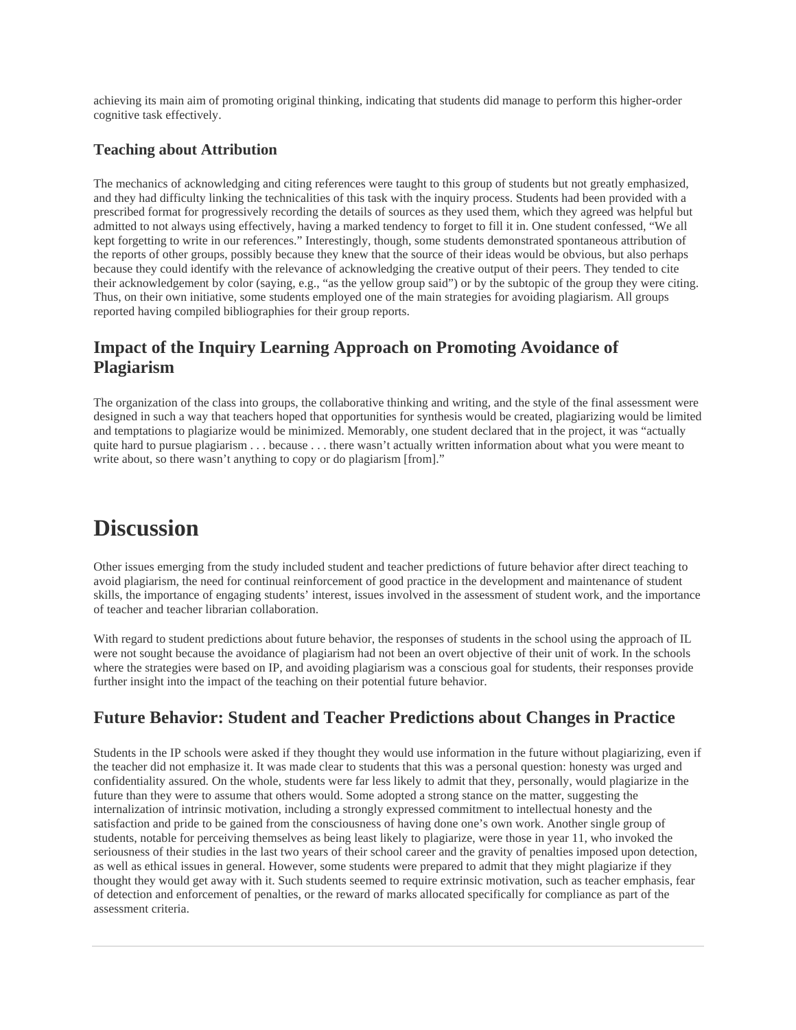achieving its main aim of promoting original thinking, indicating that students did manage to perform this higher-order cognitive task effectively.

### Teaching about Attribution

The mechanics of acknowledging and citing references were taught to this group of students but not greatly emphasized, and they had difficulty linking the technicalities of this task with the inquiry process. Students had been provided with a prescribed format for progressively recording the details of sources as they used them, which they agreed was helpful but admitted to not always using effectively, having a marked tendency to forget to fill it in. One student confessed, “We all kept forgetting to write in our references.” Interestingly, though, some students demonstrated spontaneous attribution of the reports of other groups, possibly because they knew that the source of their ideas would be obvious, but also perhaps because they could identify with the relevance of acknowledging the creative output of their peers. They tended to cite their acknowledgement by color (saying, e.g., “as the yellow group said”) or by the subtopic of the group they were citing. Thus, on their own initiative, some students employed one of the main strategies for avoiding plagiarism. All groups reported having compiled bibliographies for their group reports.

## Impact of the Inquiry Learning Approach on Promoting Avoidance of Plagiarism

The organization of the class into groups, the collaborative thinking and writing, and the style of the final assessment were designed in such a way that teachers hoped that opportunities for synthesis would be created, plagiarizing would be limited and temptations to plagiarize would be minimized. Memorably, one student declared that in the project, it was “actually quite hard to pursue plagiarism . . . because . . . there wasn’t actually written information about what you were meant to write about, so there wasn’t anything to copy or do plagiarism [from].”

# Discussion

Other issues emerging from the study included student and teacher predictions of future behavior after direct teaching to avoid plagiarism, the need for continual reinforcement of good practice in the development and maintenance of student skills, the importance of engaging students’ interest, issues involved in the assessment of student work, and the importance of teacher and teacher librarian collaboration.

With regard to student predictions about future behavior, the responses of students in the school using the approach of IL were not sought because the avoidance of plagiarism had not been an overt objective of their unit of work. In the schools where the strategies were based on IP, and avoiding plagiarism was a conscious goal for students, their responses provide further insight into the impact of the teaching on their potential future behavior.

## Future Behavior: Student and Teacher Predictions about Changes in Practice

Students in the IP schools were asked if they thought they would use information in the future without plagiarizing, even if the teacher did not emphasize it. It was made clear to students that this was a personal question: honesty was urged and confidentiality assured. On the whole, students were far less likely to admit that they, personally, would plagiarize in the future than they were to assume that others would. Some adopted a strong stance on the matter, suggesting the internalization of intrinsic motivation, including a strongly expressed commitment to intellectual honesty and the satisfaction and pride to be gained from the consciousness of having done one’s own work. Another single group of students, notable for perceiving themselves as being least likely to plagiarize, were those in year 11, who invoked the seriousness of their studies in the last two years of their school career and the gravity of penalties imposed upon detection, as well as ethical issues in general. However, some students were prepared to admit that they might plagiarize if they thought they would get away with it. Such students seemed to require extrinsic motivation, such as teacher emphasis, fear of detection and enforcement of penalties, or the reward of marks allocated specifically for compliance as part of the assessment criteria.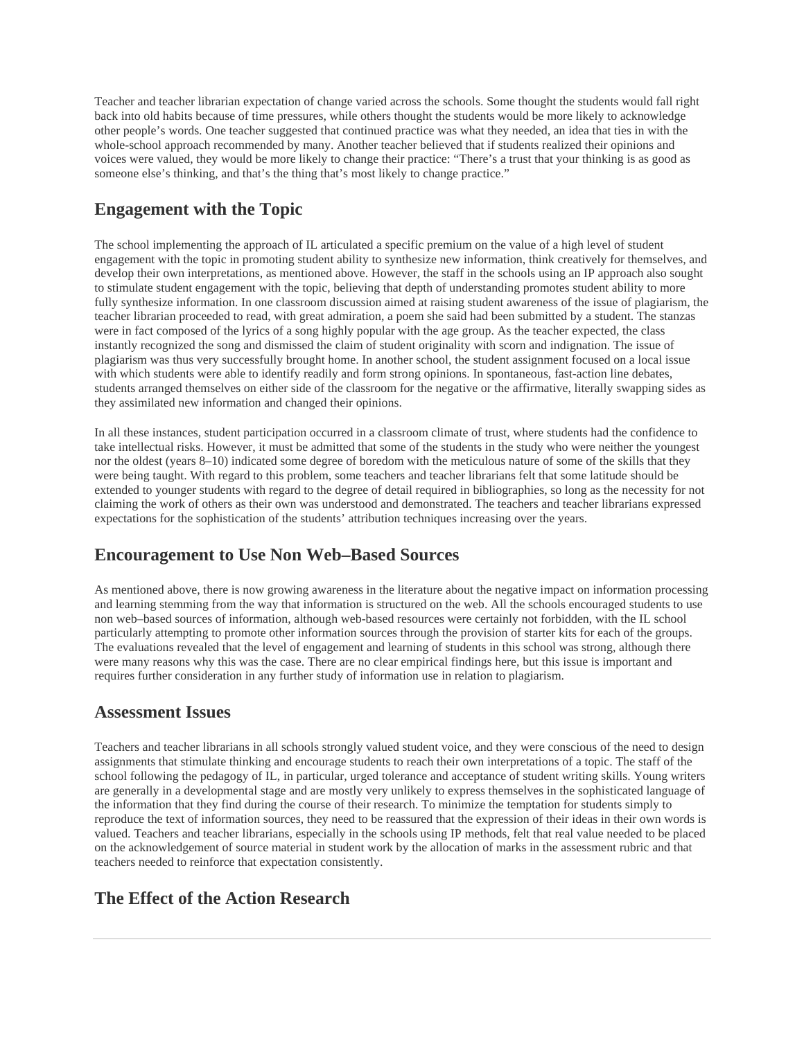Teacher and teacher librarian expectation of change varied across the schools. Some thought the students would fall right back into old habits because of time pressures, while others thought the students would be more likely to acknowledge other people's words. One teacher suggested that continued practice was what they needed, an idea that ties in with the whole-school approach recommended by many. Another teacher believed that if students realized their opinions and voices were valued, they would be more likely to change their practice: "There's a trust that your thinking is as good as someone else's thinking, and that's the thing that's most likely to change practice."

## Engagement with the Topic

The school implementing the approach of IL articulated a specific premium on the value of a high level of student engagement with the topic in promoting student ability to synthesize new information, think creatively for themselves, and develop their own interpretations, as mentioned above. However, the staff in the schools using an IP approach also sought to stimulate student engagement with the topic, believing that depth of understanding promotes student ability to more fully synthesize information. In one classroom discussion aimed at raising student awareness of the issue of plagiarism, the teacher librarian proceeded to read, with great admiration, a poem she said had been submitted by a student. The stanzas were in fact composed of the lyrics of a song highly popular with the age group. As the teacher expected, the class instantly recognized the song and dismissed the claim of student originality with scorn and indignation. The issue of plagiarism was thus very successfully brought home. In another school, the student assignment focused on a local issue with which students were able to identify readily and form strong opinions. In spontaneous, fast-action line debates, students arranged themselves on either side of the classroom for the negative or the affirmative, literally swapping sides as they assimilated new information and changed their opinions.

In all these instances, student participation occurred in a classroom climate of trust, where students had the confidence to take intellectual risks. However, it must be admitted that some of the students in the study who were neither the youngest nor the oldest (years 8–10) indicated some degree of boredom with the meticulous nature of some of the skills that they were being taught. With regard to this problem, some teachers and teacher librarians felt that some latitude should be extended to younger students with regard to the degree of detail required in bibliographies, so long as the necessity for not claiming the work of others as their own was understood and demonstrated. The teachers and teacher librarians expressed expectations for the sophistication of the students' attribution techniques increasing over the years.

## Encouragement to Use Non Web–Based Sources

As mentioned above, there is now growing awareness in the literature about the negative impact on information processing and learning stemming from the way that information is structured on the web. All the schools encouraged students to use non web–based sources of information, although web-based resources were certainly not forbidden, with the IL school particularly attempting to promote other information sources through the provision of starter kits for each of the groups. The evaluations revealed that the level of engagement and learning of students in this school was strong, although there were many reasons why this was the case. There are no clear empirical findings here, but this issue is important and requires further consideration in any further study of information use in relation to plagiarism.

## Assessment Issues

Teachers and teacher librarians in all schools strongly valued student voice, and they were conscious of the need to design assignments that stimulate thinking and encourage students to reach their own interpretations of a topic. The staff of the school following the pedagogy of IL, in particular, urged tolerance and acceptance of student writing skills. Young writers are generally in a developmental stage and are mostly very unlikely to express themselves in the sophisticated language of the information that they find during the course of their research. To minimize the temptation for students simply to reproduce the text of information sources, they need to be reassured that the expression of their ideas in their own words is valued. Teachers and teacher librarians, especially in the schools using IP methods, felt that real value needed to be placed on the acknowledgement of source material in student work by the allocation of marks in the assessment rubric and that teachers needed to reinforce that expectation consistently.

## The Effect of the Action Research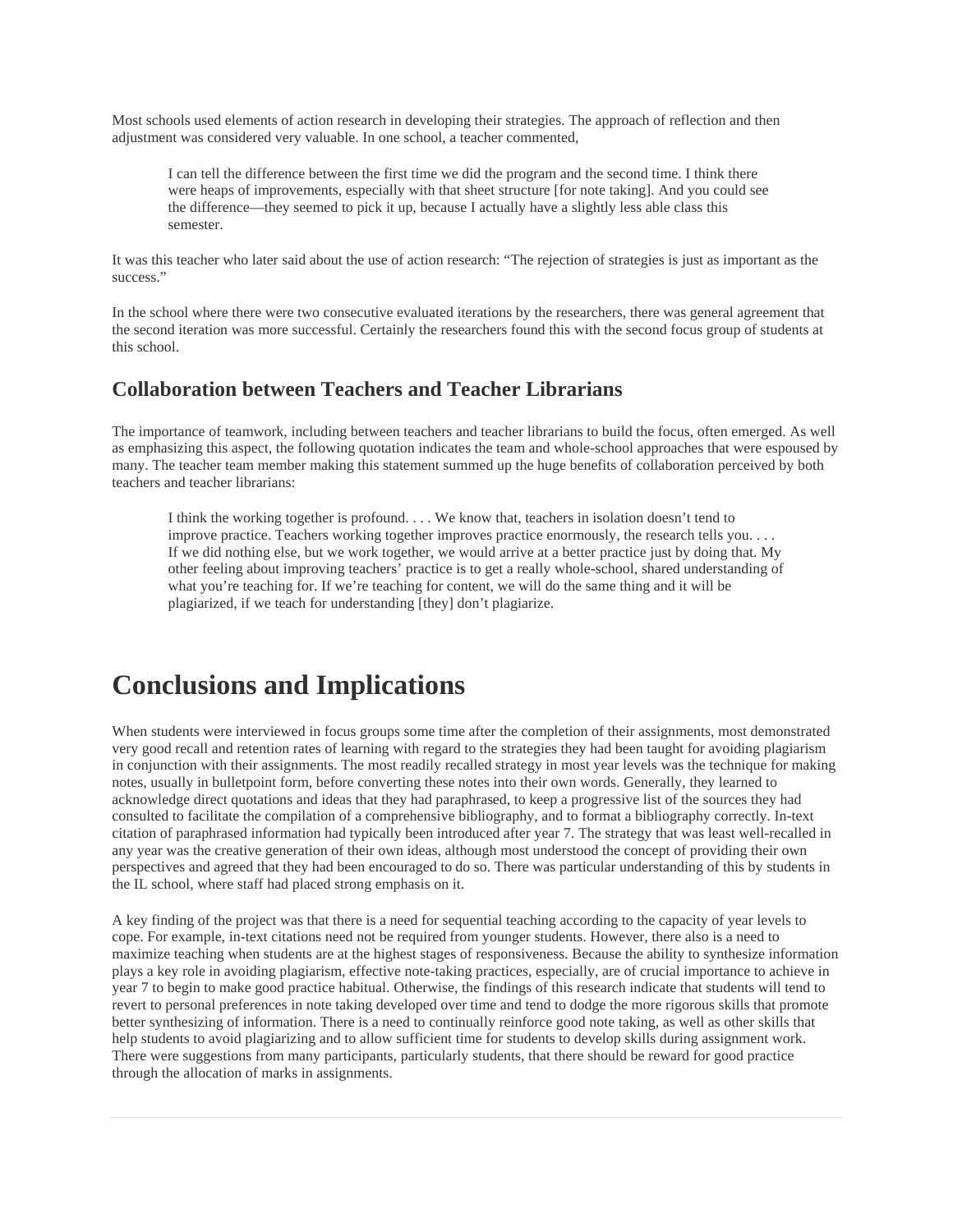Most schools used elements of action research in developing their strategies. The approach of reflection and then adjustment was considered very valuable. In one school, a teacher commented,

> I can tell the difference between the first time we did the program and the second time. I think there were heaps of improvements, especially with that sheet structure [for note taking]. And you could see the difference—they seemed to pick it up, because I actually have a slightly less able class this semester.

It was this teacher who later said about the use of action research: "The rejection of strategies is just as important as the success."

In the school where there were two consecutive evaluated iterations by the researchers, there was general agreement that the second iteration was more successful. Certainly the researchers found this with the second focus group of students at this school.

### Collaboration between Teachers and Teacher Librarians

The importance of teamwork, including between teachers and teacher librarians to build the focus, often emerged. As well as emphasizing this aspect, the following quotation indicates the team and whole-school approaches that were espoused by many. The teacher team member making this statement summed up the huge benefits of collaboration perceived by both teachers and teacher librarians:

> I think the working together is profound. . . . We know that, teachers in isolation doesn't tend to improve practice. Teachers working together improves practice enormously, the research tells you. . . . If we did nothing else, but we work together, we would arrive at a better practice just by doing that. My other feeling about improving teachers' practice is to get a really whole-school, shared understanding of what you're teaching for. If we're teaching for content, we will do the same thing and it will be plagiarized, if we teach for understanding [they] don't plagiarize.

# Conclusions and Implications

When students were interviewed in focus groups some time after the completion of their assignments, most demonstrated very good recall and retention rates of learning with regard to the strategies they had been taught for avoiding plagiarism in conjunction with their assignments. The most readily recalled strategy in most year levels was the technique for making notes, usually in bulletpoint form, before converting these notes into their own words. Generally, they learned to acknowledge direct quotations and ideas that they had paraphrased, to keep a progressive list of the sources they had consulted to facilitate the compilation of a comprehensive bibliography, and to format a bibliography correctly. In-text citation of paraphrased information had typically been introduced after year 7. The strategy that was least well-recalled in any year was the creative generation of their own ideas, although most understood the concept of providing their own perspectives and agreed that they had been encouraged to do so. There was particular understanding of this by students in the IL school, where staff had placed strong emphasis on it.

A key finding of the project was that there is a need for sequential teaching according to the capacity of year levels to cope. For example, in-text citations need not be required from younger students. However, there also is a need to maximize teaching when students are at the highest stages of responsiveness. Because the ability to synthesize information plays a key role in avoiding plagiarism, effective note-taking practices, especially, are of crucial importance to achieve in year 7 to begin to make good practice habitual. Otherwise, the findings of this research indicate that students will tend to revert to personal preferences in note taking developed over time and tend to dodge the more rigorous skills that promote better synthesizing of information. There is a need to continually reinforce good note taking, as well as other skills that help students to avoid plagiarizing and to allow sufficient time for students to develop skills during assignment work. There were suggestions from many participants, particularly students, that there should be reward for good practice through the allocation of marks in assignments.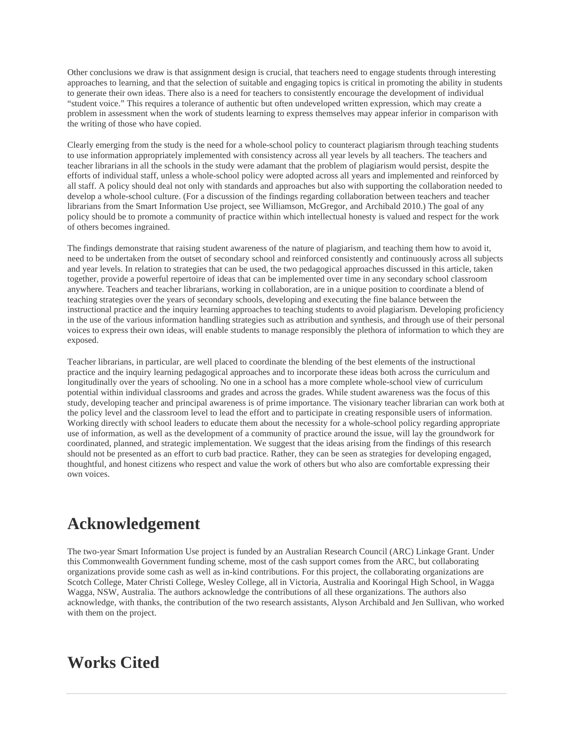Other conclusions we draw is that assignment design is crucial, that teachers need to engage students through interesting approaches to learning, and that the selection of suitable and engaging topics is critical in promoting the ability in students to generate their own ideas. There also is a need for teachers to consistently encourage the development of individual "student voice." This requires a tolerance of authentic but often undeveloped written expression, which may create a problem in assessment when the work of students learning to express themselves may appear inferior in comparison with the writing of those who have copied.

Clearly emerging from the study is the need for a whole-school policy to counteract plagiarism through teaching students to use information appropriately implemented with consistency across all year levels by all teachers. The teachers and teacher librarians in all the schools in the study were adamant that the problem of plagiarism would persist, despite the efforts of individual staff, unless a whole-school policy were adopted across all years and implemented and reinforced by all staff. A policy should deal not only with standards and approaches but also with supporting the collaboration needed to develop a whole-school culture. (For a discussion of the findings regarding collaboration between teachers and teacher librarians from the Smart Information Use project, see Williamson, McGregor, and Archibald 2010.) The goal of any policy should be to promote a community of practice within which intellectual honesty is valued and respect for the work of others becomes ingrained.

The findings demonstrate that raising student awareness of the nature of plagiarism, and teaching them how to avoid it, need to be undertaken from the outset of secondary school and reinforced consistently and continuously across all subjects and year levels. In relation to strategies that can be used, the two pedagogical approaches discussed in this article, taken together, provide a powerful repertoire of ideas that can be implemented over time in any secondary school classroom anywhere. Teachers and teacher librarians, working in collaboration, are in a unique position to coordinate a blend of teaching strategies over the years of secondary schools, developing and executing the fine balance between the instructional practice and the inquiry learning approaches to teaching students to avoid plagiarism. Developing proficiency in the use of the various information handling strategies such as attribution and synthesis, and through use of their personal voices to express their own ideas, will enable students to manage responsibly the plethora of information to which they are exposed.

Teacher librarians, in particular, are well placed to coordinate the blending of the best elements of the instructional practice and the inquiry learning pedagogical approaches and to incorporate these ideas both across the curriculum and longitudinally over the years of schooling. No one in a school has a more complete whole-school view of curriculum potential within individual classrooms and grades and across the grades. While student awareness was the focus of this study, developing teacher and principal awareness is of prime importance. The visionary teacher librarian can work both at the policy level and the classroom level to lead the effort and to participate in creating responsible users of information. Working directly with school leaders to educate them about the necessity for a whole-school policy regarding appropriate use of information, as well as the development of a community of practice around the issue, will lay the groundwork for coordinated, planned, and strategic implementation. We suggest that the ideas arising from the findings of this research should not be presented as an effort to curb bad practice. Rather, they can be seen as strategies for developing engaged, thoughtful, and honest citizens who respect and value the work of others but who also are comfortable expressing their own voices.

# Acknowledgement

The two-year Smart Information Use project is funded by an Australian Research Council (ARC) Linkage Grant. Under this Commonwealth Government funding scheme, most of the cash support comes from the ARC, but collaborating organizations provide some cash as well as in-kind contributions. For this project, the collaborating organizations are Scotch College, Mater Christi College, Wesley College, all in Victoria, Australia and Kooringal High School, in Wagga Wagga, NSW, Australia. The authors acknowledge the contributions of all these organizations. The authors also acknowledge, with thanks, the contribution of the two research assistants, Alyson Archibald and Jen Sullivan, who worked with them on the project.

# Works Cited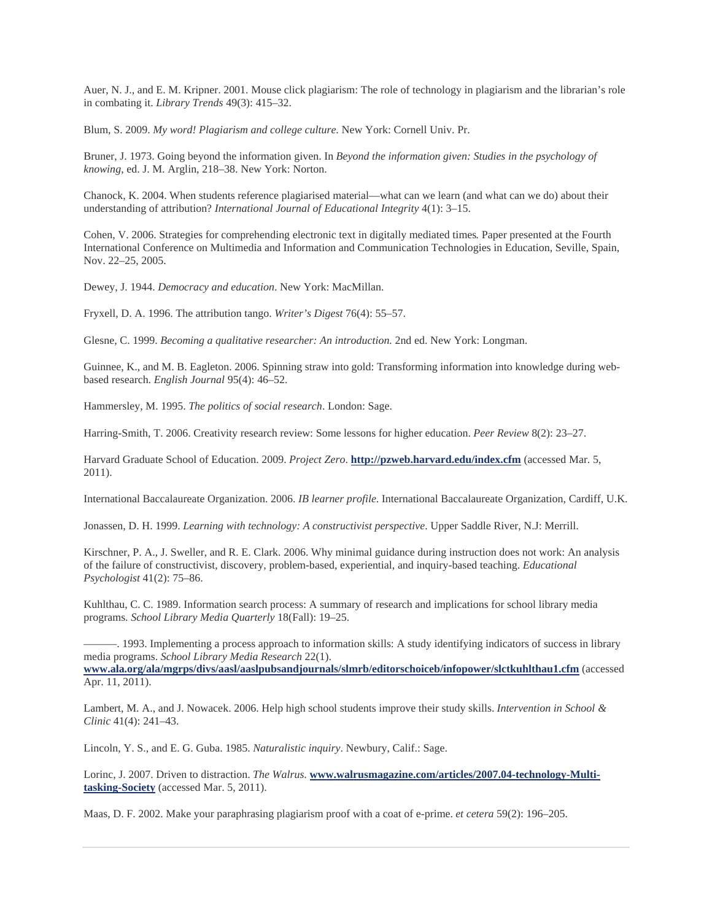Auer, N. J., and E. M. Kripner. 2001. Mouse click plagiarism: The role of technology in plagiarism and the librarian's role in combating it. *Library Trends* 49(3): 415–32.

Blum, S. 2009. *My word! Plagiarism and college culture*. New York: Cornell Univ. Pr.

Bruner, J. 1973. Going beyond the information given. In *Beyond the information given: Studies in the psychology of knowing*, ed. J. M. Arglin, 218–38. New York: Norton.

Chanock, K. 2004. When students reference plagiarised material—what can we learn (and what can we do) about their understanding of attribution? *International Journal of Educational Integrity* 4(1): 3–15.

Cohen, V. 2006. Strategies for comprehending electronic text in digitally mediated times. Paper presented at the Fourth International Conference on Multimedia and Information and Communication Technologies in Education, Seville, Spain, Nov. 22–25, 2005.

Dewey, J. 1944. *Democracy and education*. New York: MacMillan.

Fryxell, D. A. 1996. The attribution tango. *Writer's Digest* 76(4): 55–57.

Glesne, C. 1999. *Becoming a qualitative researcher: An introduction.* 2nd ed. New York: Longman.

Guinnee, K., and M. B. Eagleton. 2006. Spinning straw into gold: Transforming information into knowledge during web-based research. *English Journal* 95(4): 46–52.

Hammersley, M. 1995. *The politics of social research*. London: Sage.

Harring-Smith, T. 2006. Creativity research review: Some lessons for higher education. *Peer Review* 8(2): 23–27.

Harvard Graduate School of Education. 2009. *Project Zero*. **http://pzweb.harvard.edu/index.cfm** (accessed Mar. 5, 2011).

International Baccalaureate Organization. 2006. *IB learner profile*. International Baccalaureate Organization, Cardiff, U.K.

Jonassen, D. H. 1999. *Learning with technology: A constructivist perspective*. Upper Saddle River, N.J: Merrill.

Kirschner, P. A., J. Sweller, and R. E. Clark. 2006. Why minimal guidance during instruction does not work: An analysis of the failure of constructivist, discovery, problem-based, experiential, and inquiry-based teaching. *Educational Psychologist* 41(2): 75–86.

Kuhlthau, C. C. 1989. Information search process: A summary of research and implications for school library media programs. *School Library Media Quarterly* 18(Fall): 19–25.

———. 1993. Implementing a process approach to information skills: A study identifying indicators of success in library media programs. *School Library Media Research* 22(1). **www.ala.org/ala/mgrps/divs/aasl/aaslpubsandjournals/slmrb/editorschoiceb/infopower/slctkuhlthau1.cfm** (accessed Apr. 11, 2011).

Lambert, M. A., and J. Nowacek. 2006. Help high school students improve their study skills. *Intervention in School & Clinic* 41(4): 241–43.

Lincoln, Y. S., and E. G. Guba. 1985. *Naturalistic inquiry*. Newbury, Calif.: Sage.

Lorinc, J. 2007. Driven to distraction. *The Walrus.* **www.walrusmagazine.com/articles/2007.04-technology-Multi-tasking-Society** (accessed Mar. 5, 2011).

Maas, D. F. 2002. Make your paraphrasing plagiarism proof with a coat of e-prime. *et cetera* 59(2): 196–205.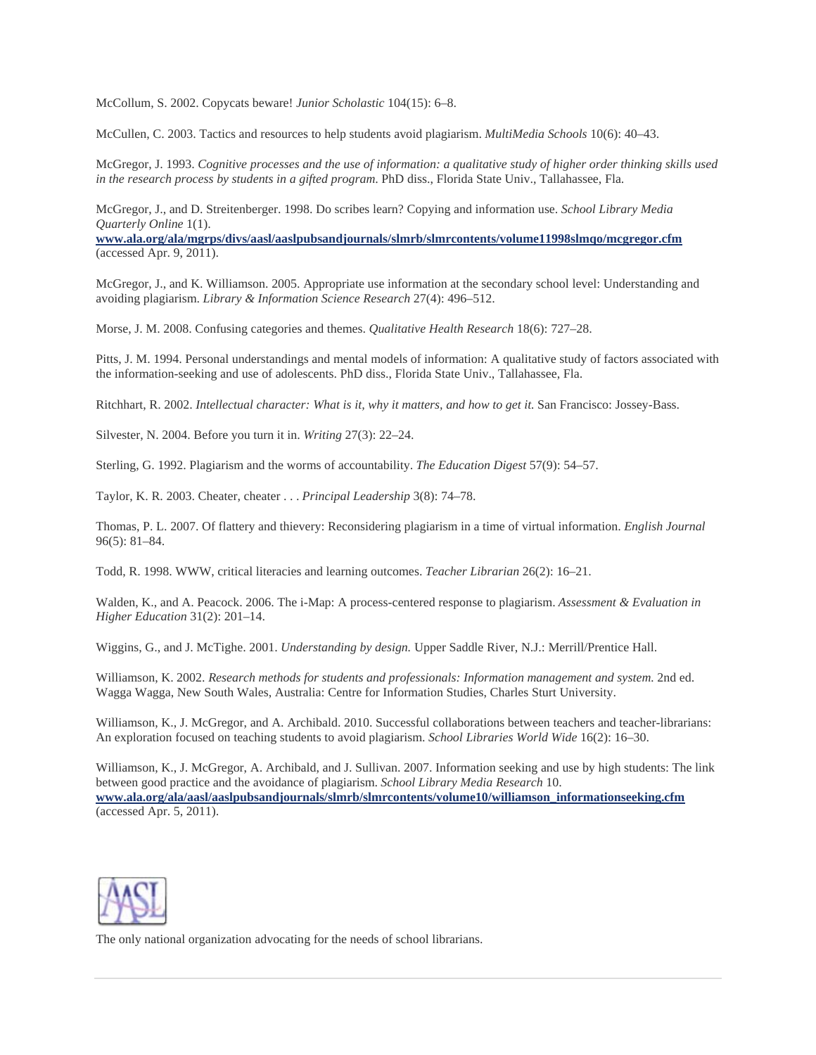McCollum, S. 2002. Copycats beware! *Junior Scholastic* 104(15): 6–8.

McCullen, C. 2003. Tactics and resources to help students avoid plagiarism. *MultiMedia Schools* 10(6): 40–43.

McGregor, J. 1993. *Cognitive processes and the use of information: a qualitative study of higher order thinking skills used in the research process by students in a gifted program.* PhD diss., Florida State Univ., Tallahassee, Fla.

McGregor, J., and D. Streitenberger. 1998. Do scribes learn? Copying and information use. *School Library Media Quarterly Online* 1(1). **www.ala.org/ala/mgrps/divs/aasl/aaslpubsandjournals/slmrb/slmrcontents/volume11998slmqo/mcgregor.cfm** (accessed Apr. 9, 2011).

McGregor, J., and K. Williamson. 2005. Appropriate use information at the secondary school level: Understanding and avoiding plagiarism. *Library & Information Science Research* 27(4): 496–512.

Morse, J. M. 2008. Confusing categories and themes. *Qualitative Health Research* 18(6): 727–28.

Pitts, J. M. 1994. Personal understandings and mental models of information: A qualitative study of factors associated with the information-seeking and use of adolescents. PhD diss., Florida State Univ., Tallahassee, Fla.

Ritchhart, R. 2002. *Intellectual character: What is it, why it matters, and how to get it.* San Francisco: Jossey-Bass.

Silvester, N. 2004. Before you turn it in. *Writing* 27(3): 22–24.

Sterling, G. 1992. Plagiarism and the worms of accountability. *The Education Digest* 57(9): 54–57.

Taylor, K. R. 2003. Cheater, cheater . . . *Principal Leadership* 3(8): 74–78.

Thomas, P. L. 2007. Of flattery and thievery: Reconsidering plagiarism in a time of virtual information. *English Journal* 96(5): 81–84.

Todd, R. 1998. WWW, critical literacies and learning outcomes. *Teacher Librarian* 26(2): 16–21.

Walden, K., and A. Peacock. 2006. The i-Map: A process-centered response to plagiarism. *Assessment & Evaluation in Higher Education* 31(2): 201–14.

Wiggins, G., and J. McTighe. 2001. *Understanding by design.* Upper Saddle River, N.J.: Merrill/Prentice Hall.

Williamson, K. 2002. *Research methods for students and professionals: Information management and system.* 2nd ed. Wagga Wagga, New South Wales, Australia: Centre for Information Studies, Charles Sturt University.

Williamson, K., J. McGregor, and A. Archibald. 2010. Successful collaborations between teachers and teacher-librarians: An exploration focused on teaching students to avoid plagiarism. *School Libraries World Wide* 16(2): 16–30.

Williamson, K., J. McGregor, A. Archibald, and J. Sullivan. 2007. Information seeking and use by high students: The link between good practice and the avoidance of plagiarism. *School Library Media Research* 10. **www.ala.org/ala/aasl/aaslpubsandjournals/slmrb/slmrcontents/volume10/williamson_informationseeking.cfm** (accessed Apr. 5, 2011).

The only national organization advocating for the needs of school librarians.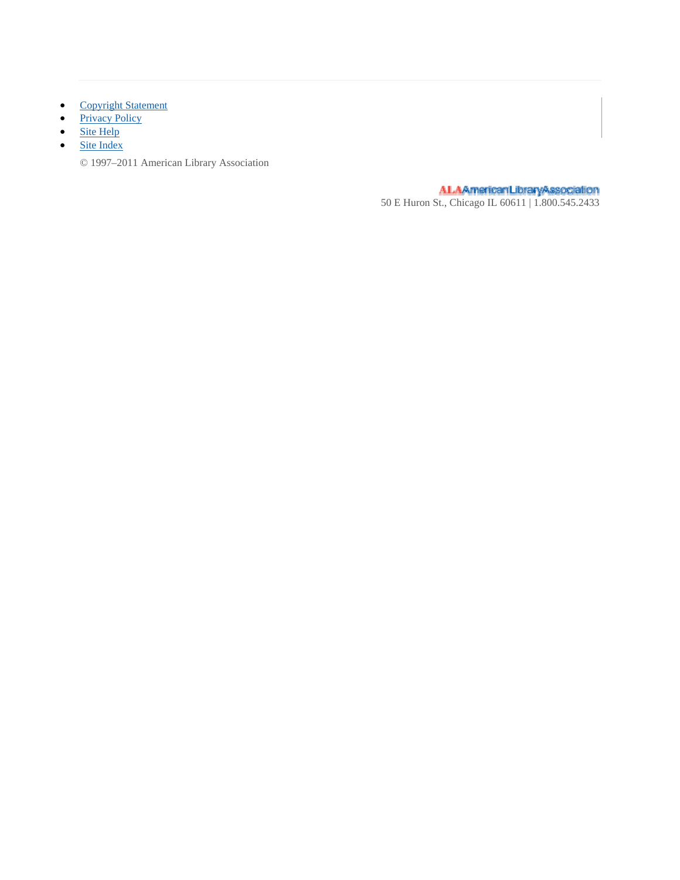- Copyright Statement
- Privacy Policy
- Site Help
- Site Index

© 1997–2011 American Library Association

ALA American Library Association
50 E Huron St., Chicago IL 60611 | 1.800.545.2433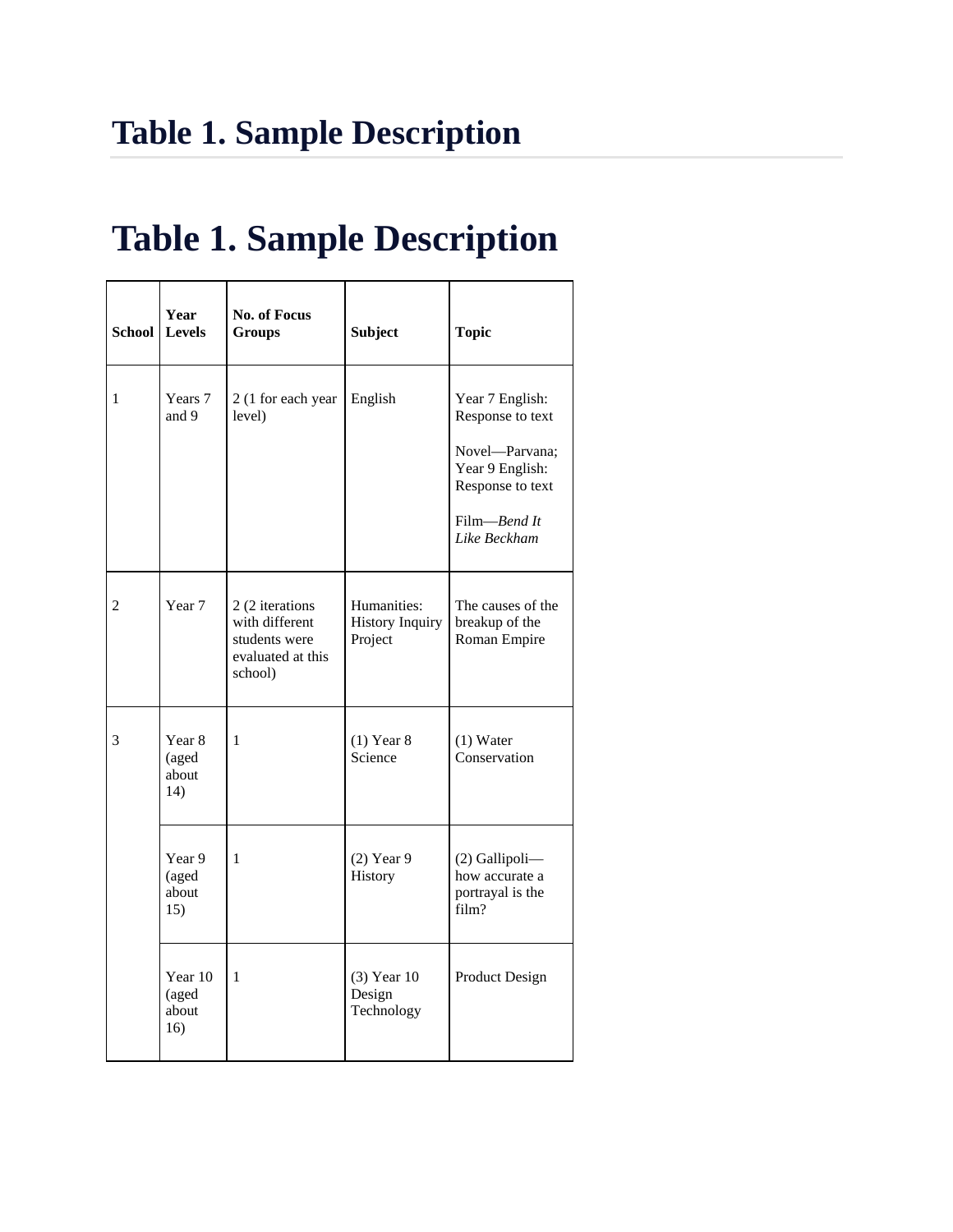# Table 1. Sample Description

## Table 1. Sample Description

| School | Year Levels | No. of Focus Groups | Subject | Topic |
|---|---|---|---|---|
| 1 | Years 7 and 9 | 2 (1 for each year level) | English | Year 7 English: Response to text<br><br>Novel—Parvana; Year 9 English: Response to text<br><br>Film—*Bend It Like Beckham* |
| 2 | Year 7 | 2 (2 iterations with different students were evaluated at this school) | Humanities: History Inquiry Project | The causes of the breakup of the Roman Empire |
| 3 | Year 8 (aged about 14) | 1 | (1) Year 8 Science | (1) Water Conservation |
| | Year 9 (aged about 15) | 1 | (2) Year 9 History | (2) Gallipoli—how accurate a portrayal is the film? |
| | Year 10 (aged about 16) | 1 | (3) Year 10 Design Technology | Product Design |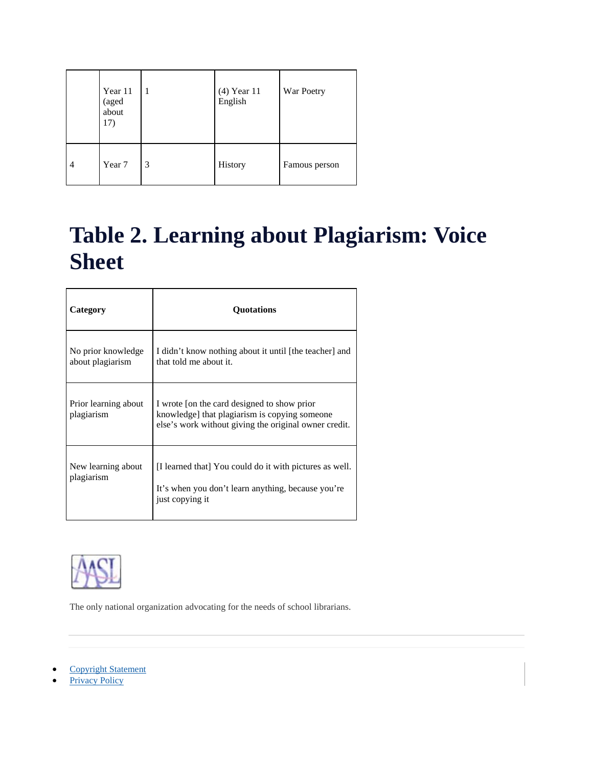| | | | | |
|---|---|---|---|---|
| | Year 11 (aged about 17) | 1 | (4) Year 11 English | War Poetry |
| 4 | Year 7 | 3 | History | Famous person |

# Table 2. Learning about Plagiarism: Voice Sheet

| Category | Quotations |
|---|---|
| No prior knowledge about plagiarism | I didn't know nothing about it until [the teacher] and that told me about it. |
| Prior learning about plagiarism | I wrote [on the card designed to show prior knowledge] that plagiarism is copying someone else's work without giving the original owner credit. |
| New learning about plagiarism | [I learned that] You could do it with pictures as well.<br><br>It's when you don't learn anything, because you're just copying it |

AASL

The only national organization advocating for the needs of school librarians.

- Copyright Statement
- Privacy Policy